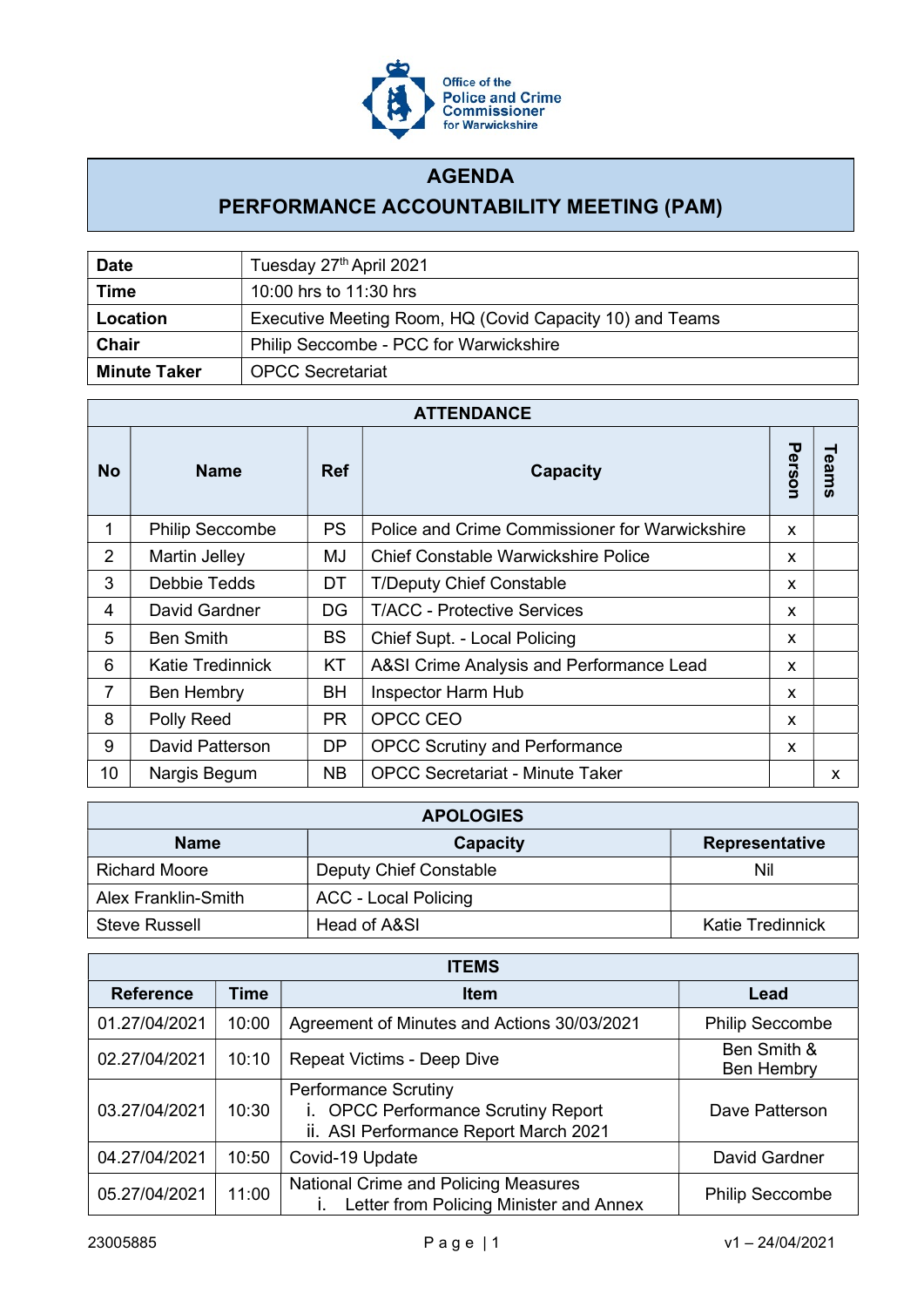Office of the Police and Crime Commissioner for Warwickshire

# AGENDA
## PERFORMANCE ACCOUNTABILITY MEETING (PAM)

| | |
|---|---|
| **Date** | Tuesday 27th April 2021 |
| **Time** | 10:00 hrs to 11:30 hrs |
| **Location** | Executive Meeting Room, HQ (Covid Capacity 10) and Teams |
| **Chair** | Philip Seccombe - PCC for Warwickshire |
| **Minute Taker** | OPCC Secretariat |

| ATTENDANCE | | | | | |
|---|---|---|---|---|---|
| **No** | **Name** | **Ref** | **Capacity** | **Person** | **Teams** |
| 1 | Philip Seccombe | PS | Police and Crime Commissioner for Warwickshire | x | |
| 2 | Martin Jelley | MJ | Chief Constable Warwickshire Police | x | |
| 3 | Debbie Tedds | DT | T/Deputy Chief Constable | x | |
| 4 | David Gardner | DG | T/ACC - Protective Services | x | |
| 5 | Ben Smith | BS | Chief Supt. - Local Policing | x | |
| 6 | Katie Tredinnick | KT | A&SI Crime Analysis and Performance Lead | x | |
| 7 | Ben Hembry | BH | Inspector Harm Hub | x | |
| 8 | Polly Reed | PR | OPCC CEO | x | |
| 9 | David Patterson | DP | OPCC Scrutiny and Performance | x | |
| 10 | Nargis Begum | NB | OPCC Secretariat - Minute Taker | | x |

| APOLOGIES | | |
|---|---|---|
| **Name** | **Capacity** | **Representative** |
| Richard Moore | Deputy Chief Constable | Nil |
| Alex Franklin-Smith | ACC - Local Policing | |
| Steve Russell | Head of A&SI | Katie Tredinnick |

| ITEMS | | | |
|---|---|---|---|
| **Reference** | **Time** | **Item** | **Lead** |
| 01.27/04/2021 | 10:00 | Agreement of Minutes and Actions 30/03/2021 | Philip Seccombe |
| 02.27/04/2021 | 10:10 | Repeat Victims - Deep Dive | Ben Smith & Ben Hembry |
| 03.27/04/2021 | 10:30 | Performance Scrutiny<br>i. OPCC Performance Scrutiny Report<br>ii. ASI Performance Report March 2021 | Dave Patterson |
| 04.27/04/2021 | 10:50 | Covid-19 Update | David Gardner |
| 05.27/04/2021 | 11:00 | National Crime and Policing Measures<br>i. Letter from Policing Minister and Annex | Philip Seccombe |

23005885 v1 – 24/04/2021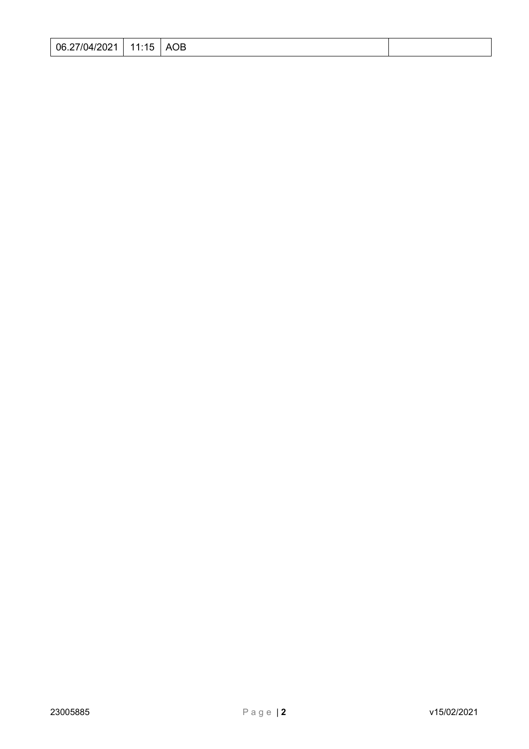| | | | |
|---|---|---|---|
| 06.27/04/2021 | 11:15 | AOB | |